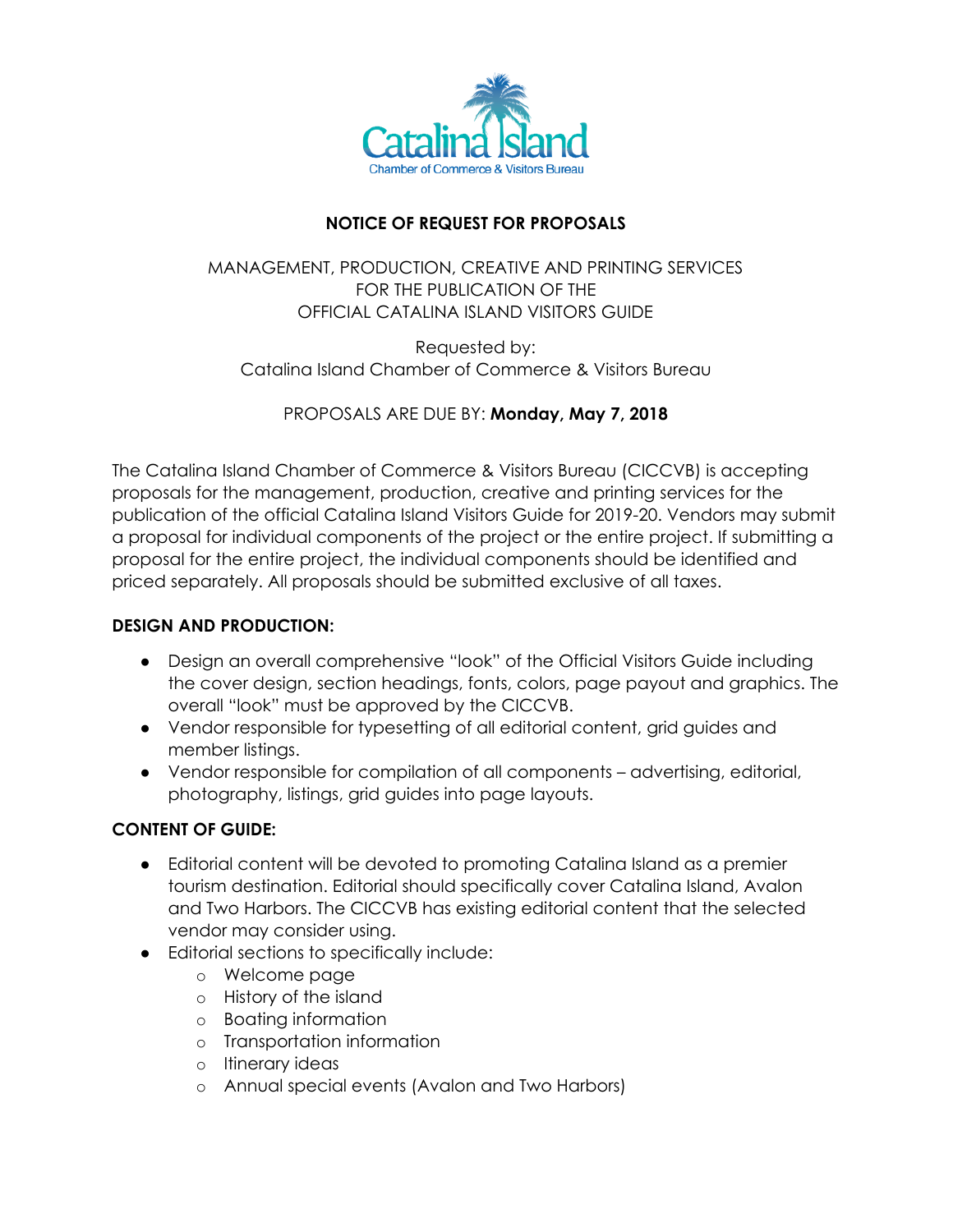Catalina Island
Chamber of Commerce & Visitors Bureau

# NOTICE OF REQUEST FOR PROPOSALS

MANAGEMENT, PRODUCTION, CREATIVE AND PRINTING SERVICES
FOR THE PUBLICATION OF THE
OFFICIAL CATALINA ISLAND VISITORS GUIDE

Requested by:
Catalina Island Chamber of Commerce & Visitors Bureau

PROPOSALS ARE DUE BY: **Monday, May 7, 2018**

The Catalina Island Chamber of Commerce & Visitors Bureau (CICCVB) is accepting proposals for the management, production, creative and printing services for the publication of the official Catalina Island Visitors Guide for 2019-20. Vendors may submit a proposal for individual components of the project or the entire project. If submitting a proposal for the entire project, the individual components should be identified and priced separately. All proposals should be submitted exclusive of all taxes.

## DESIGN AND PRODUCTION:

- Design an overall comprehensive "look" of the Official Visitors Guide including the cover design, section headings, fonts, colors, page payout and graphics. The overall "look" must be approved by the CICCVB.
- Vendor responsible for typesetting of all editorial content, grid guides and member listings.
- Vendor responsible for compilation of all components – advertising, editorial, photography, listings, grid guides into page layouts.

## CONTENT OF GUIDE:

- Editorial content will be devoted to promoting Catalina Island as a premier tourism destination. Editorial should specifically cover Catalina Island, Avalon and Two Harbors. The CICCVB has existing editorial content that the selected vendor may consider using.
- Editorial sections to specifically include:
  - Welcome page
  - History of the island
  - Boating information
  - Transportation information
  - Itinerary ideas
  - Annual special events (Avalon and Two Harbors)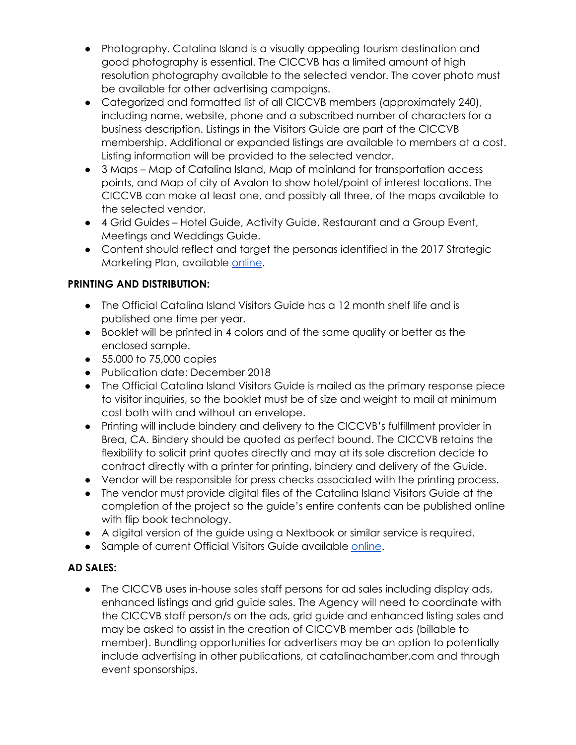- Photography. Catalina Island is a visually appealing tourism destination and good photography is essential. The CICCVB has a limited amount of high resolution photography available to the selected vendor. The cover photo must be available for other advertising campaigns.
- Categorized and formatted list of all CICCVB members (approximately 240), including name, website, phone and a subscribed number of characters for a business description. Listings in the Visitors Guide are part of the CICCVB membership. Additional or expanded listings are available to members at a cost. Listing information will be provided to the selected vendor.
- 3 Maps – Map of Catalina Island, Map of mainland for transportation access points, and Map of city of Avalon to show hotel/point of interest locations. The CICCVB can make at least one, and possibly all three, of the maps available to the selected vendor.
- 4 Grid Guides – Hotel Guide, Activity Guide, Restaurant and a Group Event, Meetings and Weddings Guide.
- Content should reflect and target the personas identified in the 2017 Strategic Marketing Plan, available online.

**PRINTING AND DISTRIBUTION:**

- The Official Catalina Island Visitors Guide has a 12 month shelf life and is published one time per year.
- Booklet will be printed in 4 colors and of the same quality or better as the enclosed sample.
- 55,000 to 75,000 copies
- Publication date: December 2018
- The Official Catalina Island Visitors Guide is mailed as the primary response piece to visitor inquiries, so the booklet must be of size and weight to mail at minimum cost both with and without an envelope.
- Printing will include bindery and delivery to the CICCVB's fulfillment provider in Brea, CA. Bindery should be quoted as perfect bound. The CICCVB retains the flexibility to solicit print quotes directly and may at its sole discretion decide to contract directly with a printer for printing, bindery and delivery of the Guide.
- Vendor will be responsible for press checks associated with the printing process.
- The vendor must provide digital files of the Catalina Island Visitors Guide at the completion of the project so the guide's entire contents can be published online with flip book technology.
- A digital version of the guide using a Nextbook or similar service is required.
- Sample of current Official Visitors Guide available online.

**AD SALES:**

- The CICCVB uses in-house sales staff persons for ad sales including display ads, enhanced listings and grid guide sales. The Agency will need to coordinate with the CICCVB staff person/s on the ads, grid guide and enhanced listing sales and may be asked to assist in the creation of CICCVB member ads (billable to member). Bundling opportunities for advertisers may be an option to potentially include advertising in other publications, at catalinachamber.com and through event sponsorships.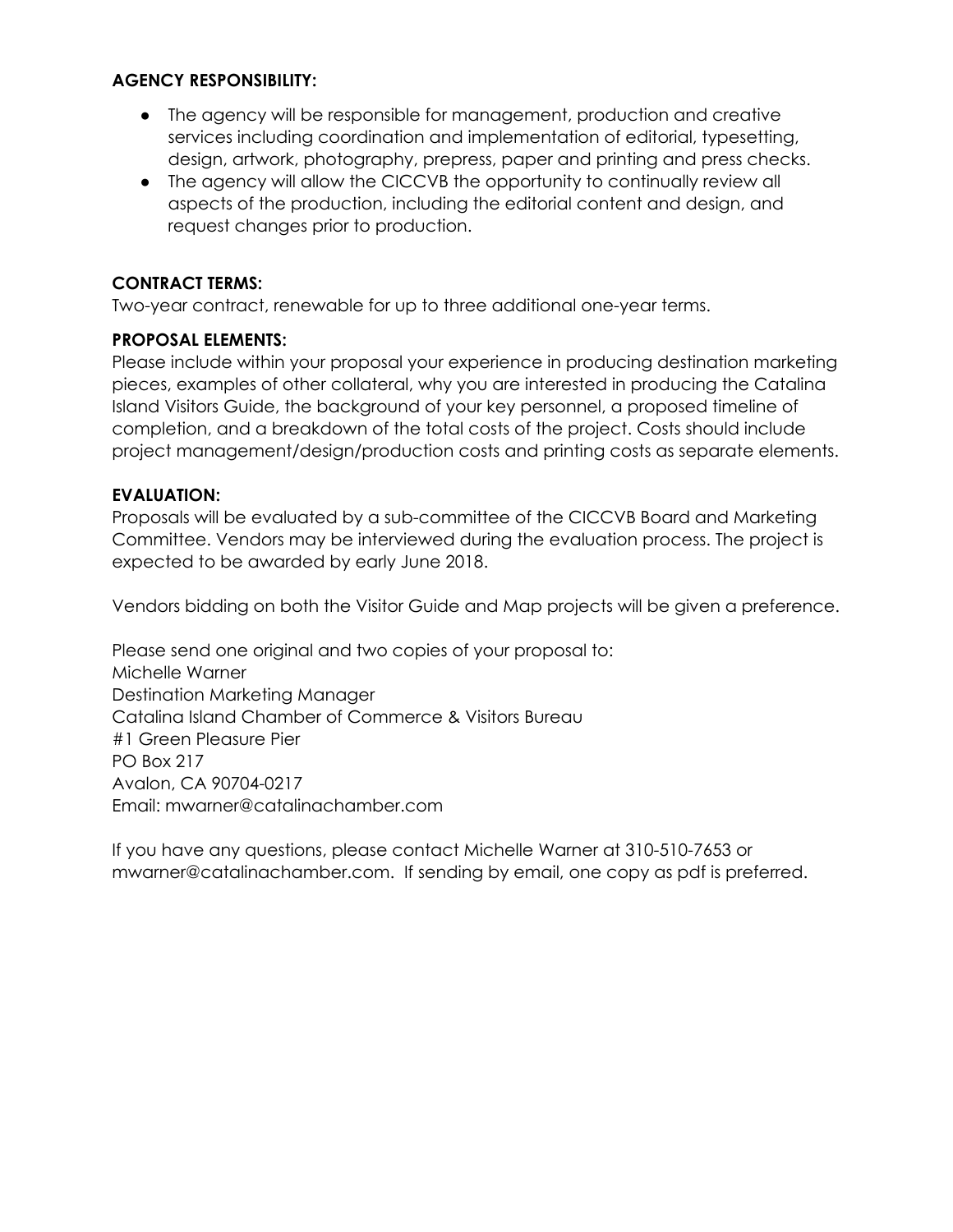**AGENCY RESPONSIBILITY:**

- The agency will be responsible for management, production and creative services including coordination and implementation of editorial, typesetting, design, artwork, photography, prepress, paper and printing and press checks.
- The agency will allow the CICCVB the opportunity to continually review all aspects of the production, including the editorial content and design, and request changes prior to production.

**CONTRACT TERMS:**

Two-year contract, renewable for up to three additional one-year terms.

**PROPOSAL ELEMENTS:**

Please include within your proposal your experience in producing destination marketing pieces, examples of other collateral, why you are interested in producing the Catalina Island Visitors Guide, the background of your key personnel, a proposed timeline of completion, and a breakdown of the total costs of the project. Costs should include project management/design/production costs and printing costs as separate elements.

**EVALUATION:**

Proposals will be evaluated by a sub-committee of the CICCVB Board and Marketing Committee. Vendors may be interviewed during the evaluation process. The project is expected to be awarded by early June 2018.

Vendors bidding on both the Visitor Guide and Map projects will be given a preference.

Please send one original and two copies of your proposal to:
Michelle Warner
Destination Marketing Manager
Catalina Island Chamber of Commerce & Visitors Bureau
#1 Green Pleasure Pier
PO Box 217
Avalon, CA 90704-0217
Email: mwarner@catalinachamber.com

If you have any questions, please contact Michelle Warner at 310-510-7653 or mwarner@catalinachamber.com. If sending by email, one copy as pdf is preferred.